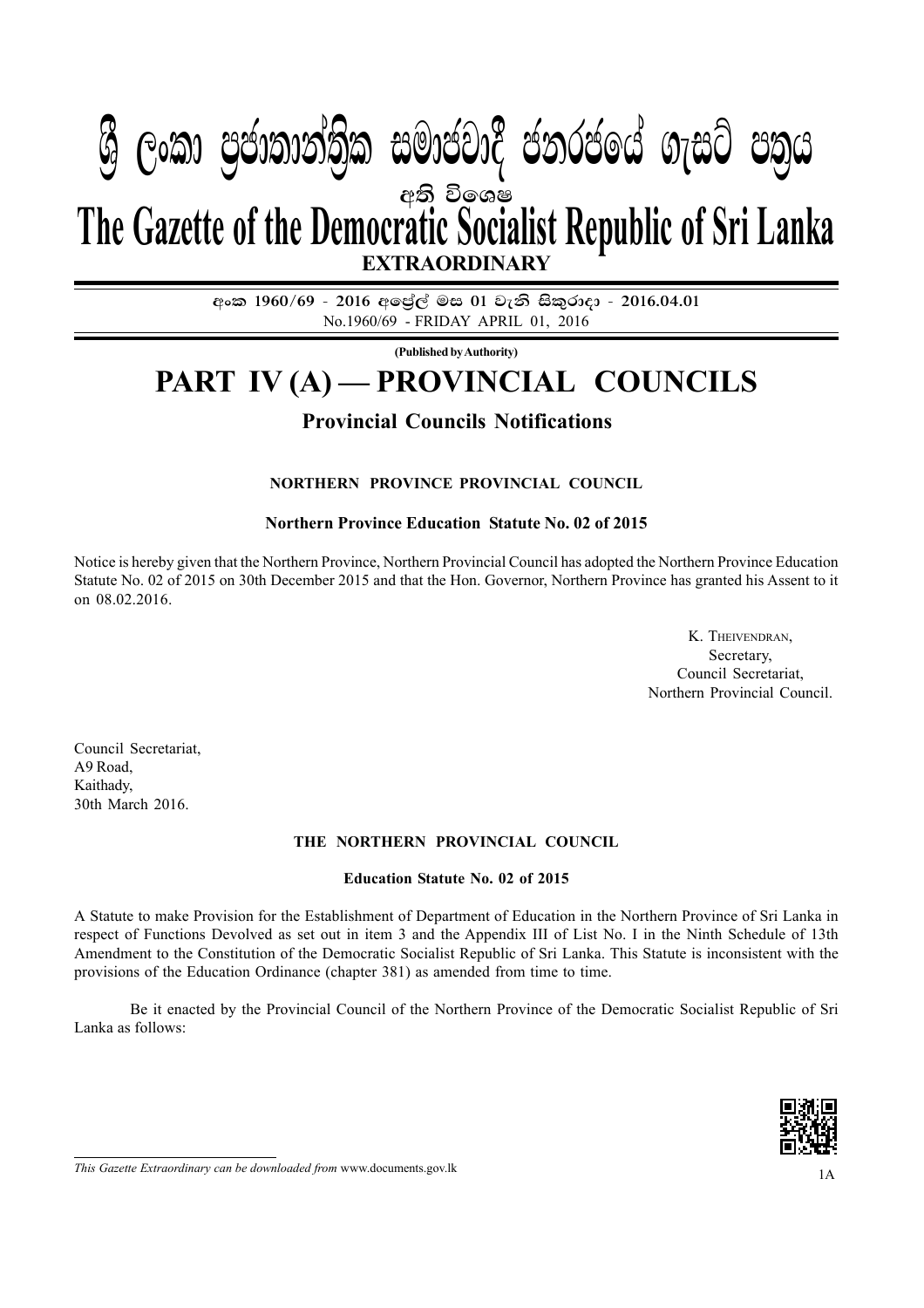# ශ්‍රී ලංකා ප්‍රජාතාන්ත්‍රික සමාජවාදී ජනරජයේ ගැසට් පත්‍රය

අති විශෙෂ

# The Gazette of the Democratic Socialist Republic of Sri Lanka

**EXTRAORDINARY**

**අංක 1960/69 - 2016 අප්‍රේල් මස 01 වැනි සිකුරාදා - 2016.04.01**

No.1960/69 - FRIDAY APRIL 01, 2016

**(Published by Authority)**

# PART IV (A) — PROVINCIAL COUNCILS

## Provincial Councils Notifications

### NORTHERN PROVINCE PROVINCIAL COUNCIL

#### Northern Province Education Statute No. 02 of 2015

Notice is hereby given that the Northern Province, Northern Provincial Council has adopted the Northern Province Education Statute No. 02 of 2015 on 30th December 2015 and that the Hon. Governor, Northern Province has granted his Assent to it on 08.02.2016.

K. Theivendran,
Secretary,
Council Secretariat,
Northern Provincial Council.

Council Secretariat,
A9 Road,
Kaithady,
30th March 2016.

### THE NORTHERN PROVINCIAL COUNCIL

#### Education Statute No. 02 of 2015

A Statute to make Provision for the Establishment of Department of Education in the Northern Province of Sri Lanka in respect of Functions Devolved as set out in item 3 and the Appendix III of List No. I in the Ninth Schedule of 13th Amendment to the Constitution of the Democratic Socialist Republic of Sri Lanka. This Statute is inconsistent with the provisions of the Education Ordinance (chapter 381) as amended from time to time.

Be it enacted by the Provincial Council of the Northern Province of the Democratic Socialist Republic of Sri Lanka as follows:

*This Gazette Extraordinary can be downloaded from* www.documents.gov.lk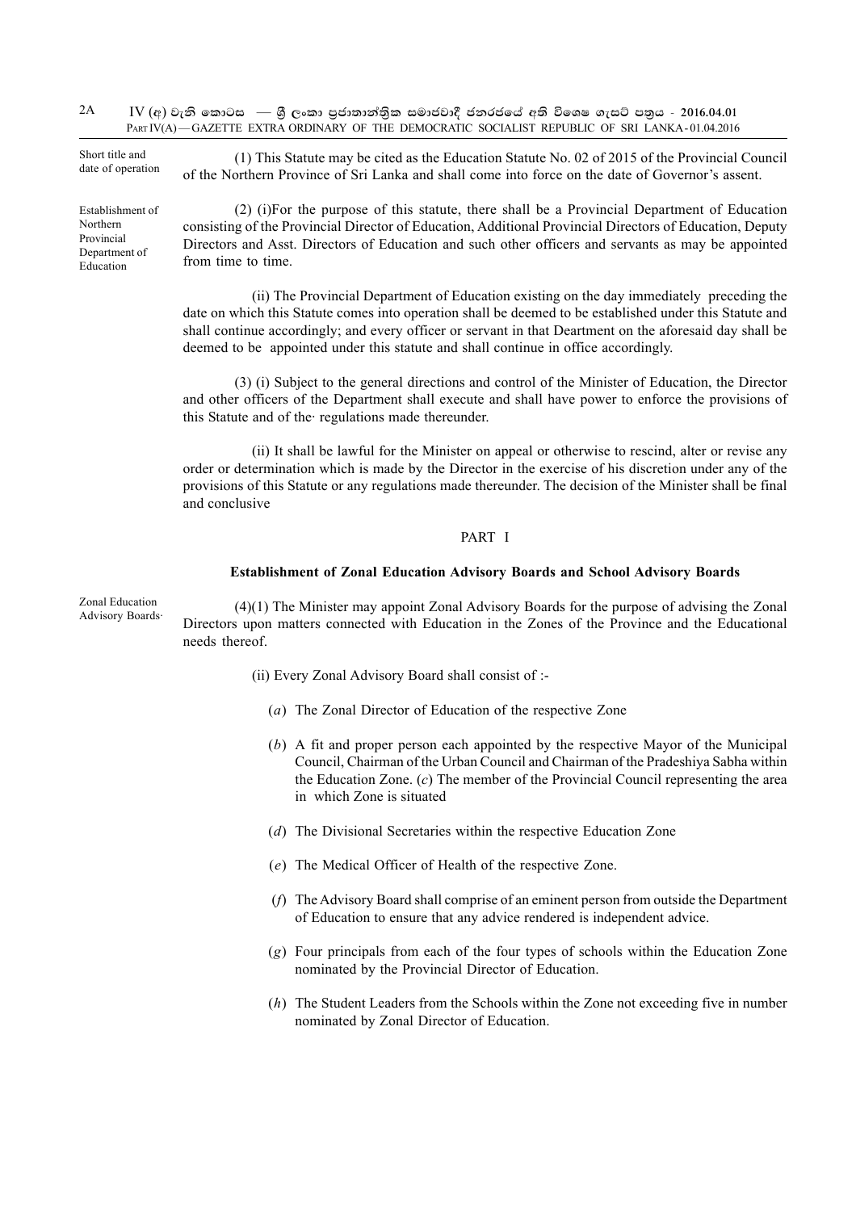Short title and date of operation

(1) This Statute may be cited as the Education Statute No. 02 of 2015 of the Provincial Council of the Northern Province of Sri Lanka and shall come into force on the date of Governor's assent.

Establishment of Northern Provincial Department of Education

(2) (i)For the purpose of this statute, there shall be a Provincial Department of Education consisting of the Provincial Director of Education, Additional Provincial Directors of Education, Deputy Directors and Asst. Directors of Education and such other officers and servants as may be appointed from time to time.

(ii) The Provincial Department of Education existing on the day immediately preceding the date on which this Statute comes into operation shall be deemed to be established under this Statute and shall continue accordingly; and every officer or servant in that Deartment on the aforesaid day shall be deemed to be appointed under this statute and shall continue in office accordingly.

(3) (i) Subject to the general directions and control of the Minister of Education, the Director and other officers of the Department shall execute and shall have power to enforce the provisions of this Statute and of the· regulations made thereunder.

(ii) It shall be lawful for the Minister on appeal or otherwise to rescind, alter or revise any order or determination which is made by the Director in the exercise of his discretion under any of the provisions of this Statute or any regulations made thereunder. The decision of the Minister shall be final and conclusive

## PART I

### Establishment of Zonal Education Advisory Boards and School Advisory Boards

Zonal Education Advisory Boards·

(4)(1) The Minister may appoint Zonal Advisory Boards for the purpose of advising the Zonal Directors upon matters connected with Education in the Zones of the Province and the Educational needs thereof.

(ii) Every Zonal Advisory Board shall consist of :-

(*a*) The Zonal Director of Education of the respective Zone

(*b*) A fit and proper person each appointed by the respective Mayor of the Municipal Council, Chairman of the Urban Council and Chairman of the Pradeshiya Sabha within the Education Zone. (*c*) The member of the Provincial Council representing the area in which Zone is situated

(*d*) The Divisional Secretaries within the respective Education Zone

(*e*) The Medical Officer of Health of the respective Zone.

(*f*) The Advisory Board shall comprise of an eminent person from outside the Department of Education to ensure that any advice rendered is independent advice.

(*g*) Four principals from each of the four types of schools within the Education Zone nominated by the Provincial Director of Education.

(*h*) The Student Leaders from the Schools within the Zone not exceeding five in number nominated by Zonal Director of Education.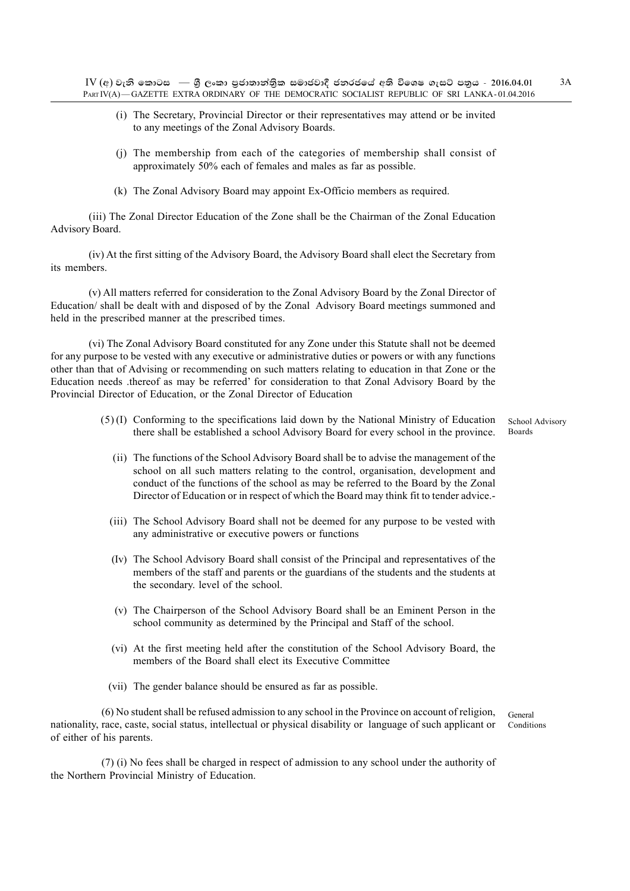(i) The Secretary, Provincial Director or their representatives may attend or be invited to any meetings of the Zonal Advisory Boards.

(j) The membership from each of the categories of membership shall consist of approximately 50% each of females and males as far as possible.

(k) The Zonal Advisory Board may appoint Ex-Officio members as required.

(iii) The Zonal Director Education of the Zone shall be the Chairman of the Zonal Education Advisory Board.

(iv) At the first sitting of the Advisory Board, the Advisory Board shall elect the Secretary from its members.

(v) All matters referred for consideration to the Zonal Advisory Board by the Zonal Director of Education/ shall be dealt with and disposed of by the Zonal Advisory Board meetings summoned and held in the prescribed manner at the prescribed times.

(vi) The Zonal Advisory Board constituted for any Zone under this Statute shall not be deemed for any purpose to be vested with any executive or administrative duties or powers or with any functions other than that of Advising or recommending on such matters relating to education in that Zone or the Education needs .thereof as may be referred' for consideration to that Zonal Advisory Board by the Provincial Director of Education, or the Zonal Director of Education

School Advisory Boards

(5) (I) Conforming to the specifications laid down by the National Ministry of Education there shall be established a school Advisory Board for every school in the province.

(ii) The functions of the School Advisory Board shall be to advise the management of the school on all such matters relating to the control, organisation, development and conduct of the functions of the school as may be referred to the Board by the Zonal Director of Education or in respect of which the Board may think fit to tender advice.-

(iii) The School Advisory Board shall not be deemed for any purpose to be vested with any administrative or executive powers or functions

(Iv) The School Advisory Board shall consist of the Principal and representatives of the members of the staff and parents or the guardians of the students and the students at the secondary. level of the school.

(v) The Chairperson of the School Advisory Board shall be an Eminent Person in the school community as determined by the Principal and Staff of the school.

(vi) At the first meeting held after the constitution of the School Advisory Board, the members of the Board shall elect its Executive Committee

(vii) The gender balance should be ensured as far as possible.

General Conditions

(6) No student shall be refused admission to any school in the Province on account of religion, nationality, race, caste, social status, intellectual or physical disability or language of such applicant or of either of his parents.

(7) (i) No fees shall be charged in respect of admission to any school under the authority of the Northern Provincial Ministry of Education.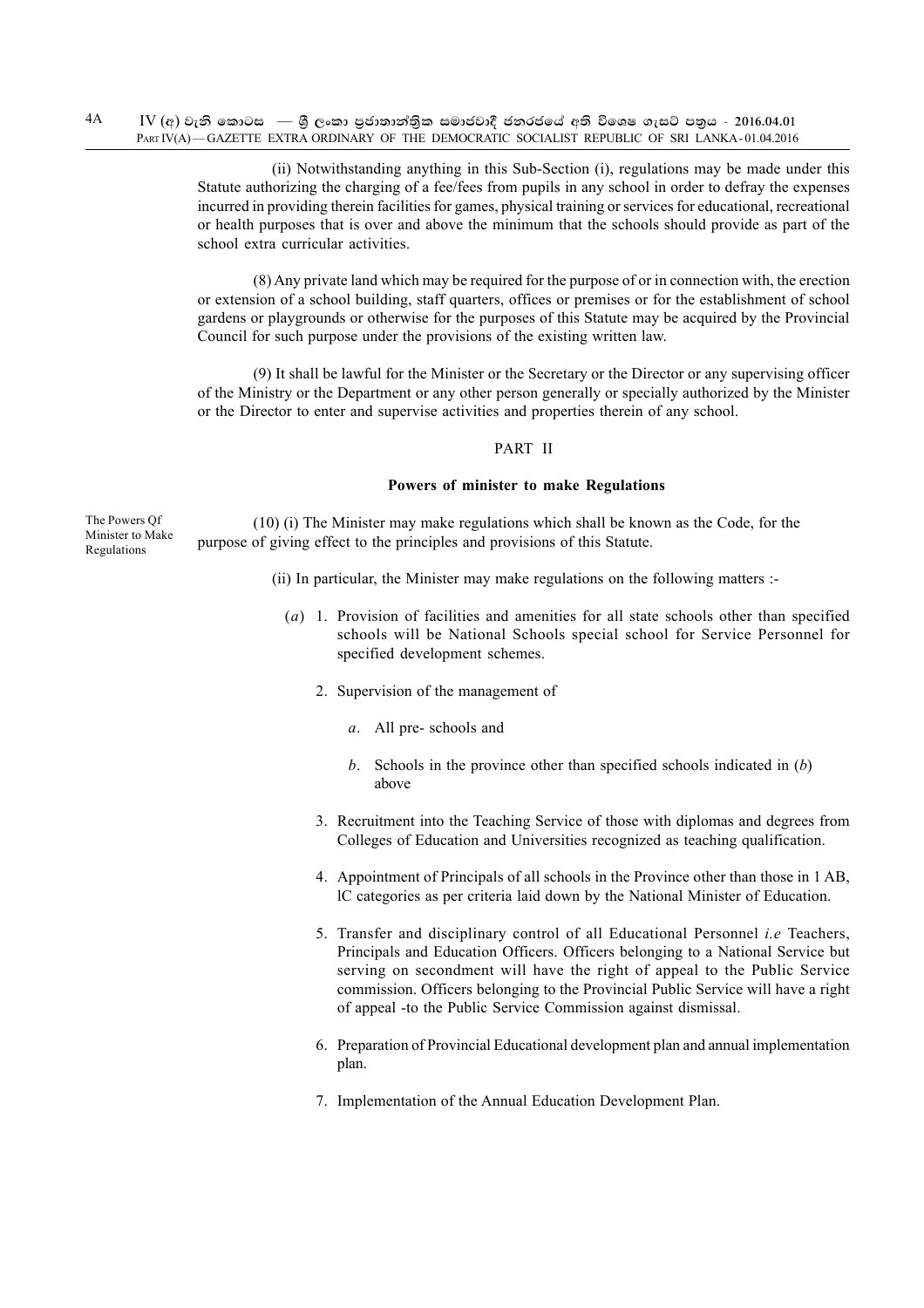(ii) Notwithstanding anything in this Sub-Section (i), regulations may be made under this Statute authorizing the charging of a fee/fees from pupils in any school in order to defray the expenses incurred in providing therein facilities for games, physical training or services for educational, recreational or health purposes that is over and above the minimum that the schools should provide as part of the school extra curricular activities.

(8) Any private land which may be required for the purpose of or in connection with, the erection or extension of a school building, staff quarters, offices or premises or for the establishment of school gardens or playgrounds or otherwise for the purposes of this Statute may be acquired by the Provincial Council for such purpose under the provisions of the existing written law.

(9) It shall be lawful for the Minister or the Secretary or the Director or any supervising officer of the Ministry or the Department or any other person generally or specially authorized by the Minister or the Director to enter and supervise activities and properties therein of any school.

## PART II

### Powers of minister to make Regulations

*The Powers Qf Minister to Make Regulations*

(10) (i) The Minister may make regulations which shall be known as the Code, for the purpose of giving effect to the principles and provisions of this Statute.

(ii) In particular, the Minister may make regulations on the following matters :-

(*a*) 1. Provision of facilities and amenities for all state schools other than specified schools will be National Schools special school for Service Personnel for specified development schemes.

2. Supervision of the management of

   *a*. All pre- schools and

   *b*. Schools in the province other than specified schools indicated in (*b*) above

3. Recruitment into the Teaching Service of those with diplomas and degrees from Colleges of Education and Universities recognized as teaching qualification.

4. Appointment of Principals of all schools in the Province other than those in 1 AB, lC categories as per criteria laid down by the National Minister of Education.

5. Transfer and disciplinary control of all Educational Personnel *i.e* Teachers, Principals and Education Officers. Officers belonging to a National Service but serving on secondment will have the right of appeal to the Public Service commission. Officers belonging to the Provincial Public Service will have a right of appeal -to the Public Service Commission against dismissal.

6. Preparation of Provincial Educational development plan and annual implementation plan.

7. Implementation of the Annual Education Development Plan.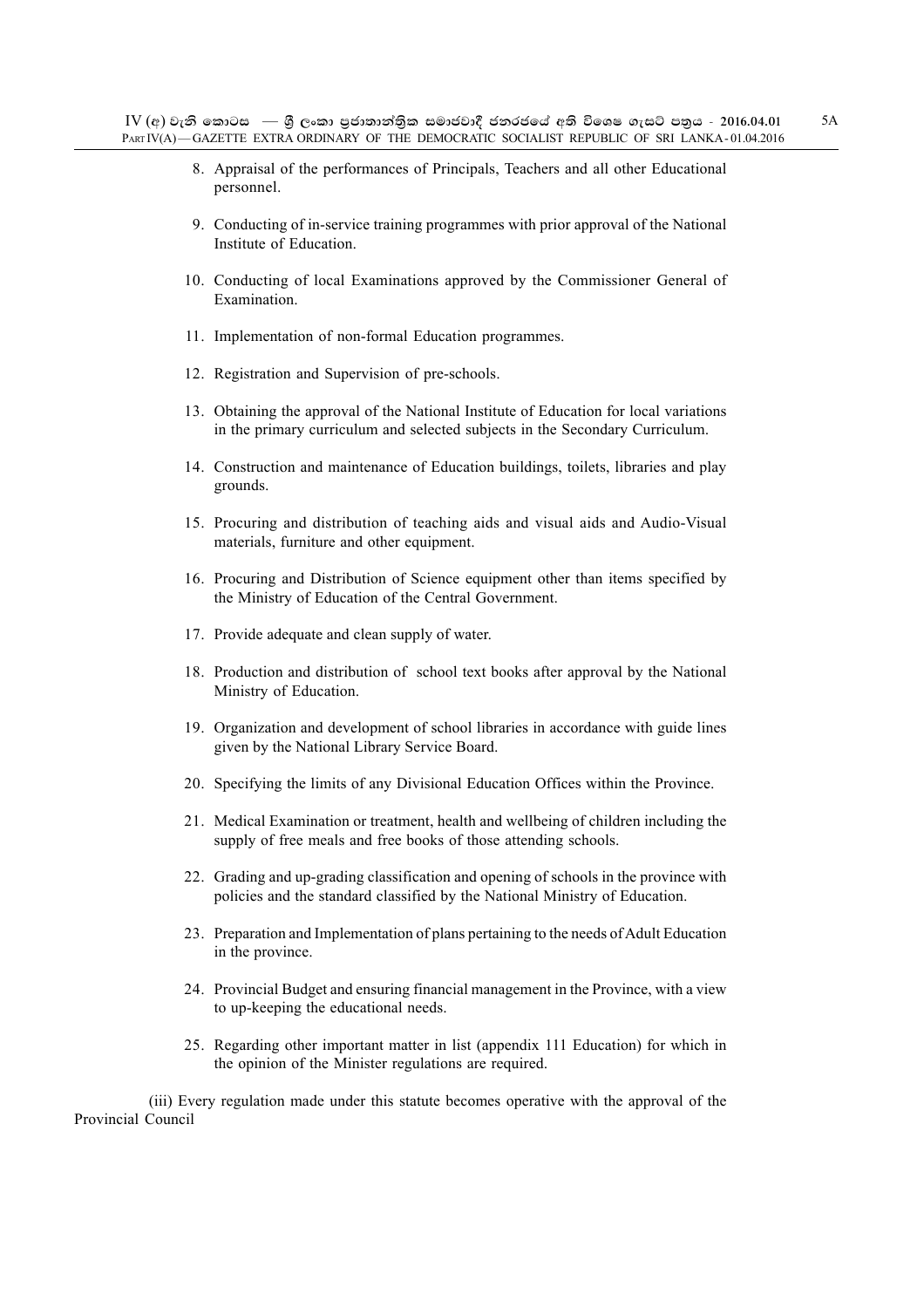8. Appraisal of the performances of Principals, Teachers and all other Educational personnel.

9. Conducting of in-service training programmes with prior approval of the National Institute of Education.

10. Conducting of local Examinations approved by the Commissioner General of Examination.

11. Implementation of non-formal Education programmes.

12. Registration and Supervision of pre-schools.

13. Obtaining the approval of the National Institute of Education for local variations in the primary curriculum and selected subjects in the Secondary Curriculum.

14. Construction and maintenance of Education buildings, toilets, libraries and play grounds.

15. Procuring and distribution of teaching aids and visual aids and Audio-Visual materials, furniture and other equipment.

16. Procuring and Distribution of Science equipment other than items specified by the Ministry of Education of the Central Government.

17. Provide adequate and clean supply of water.

18. Production and distribution of school text books after approval by the National Ministry of Education.

19. Organization and development of school libraries in accordance with guide lines given by the National Library Service Board.

20. Specifying the limits of any Divisional Education Offices within the Province.

21. Medical Examination or treatment, health and wellbeing of children including the supply of free meals and free books of those attending schools.

22. Grading and up-grading classification and opening of schools in the province with policies and the standard classified by the National Ministry of Education.

23. Preparation and Implementation of plans pertaining to the needs of Adult Education in the province.

24. Provincial Budget and ensuring financial management in the Province, with a view to up-keeping the educational needs.

25. Regarding other important matter in list (appendix 111 Education) for which in the opinion of the Minister regulations are required.

(iii) Every regulation made under this statute becomes operative with the approval of the Provincial Council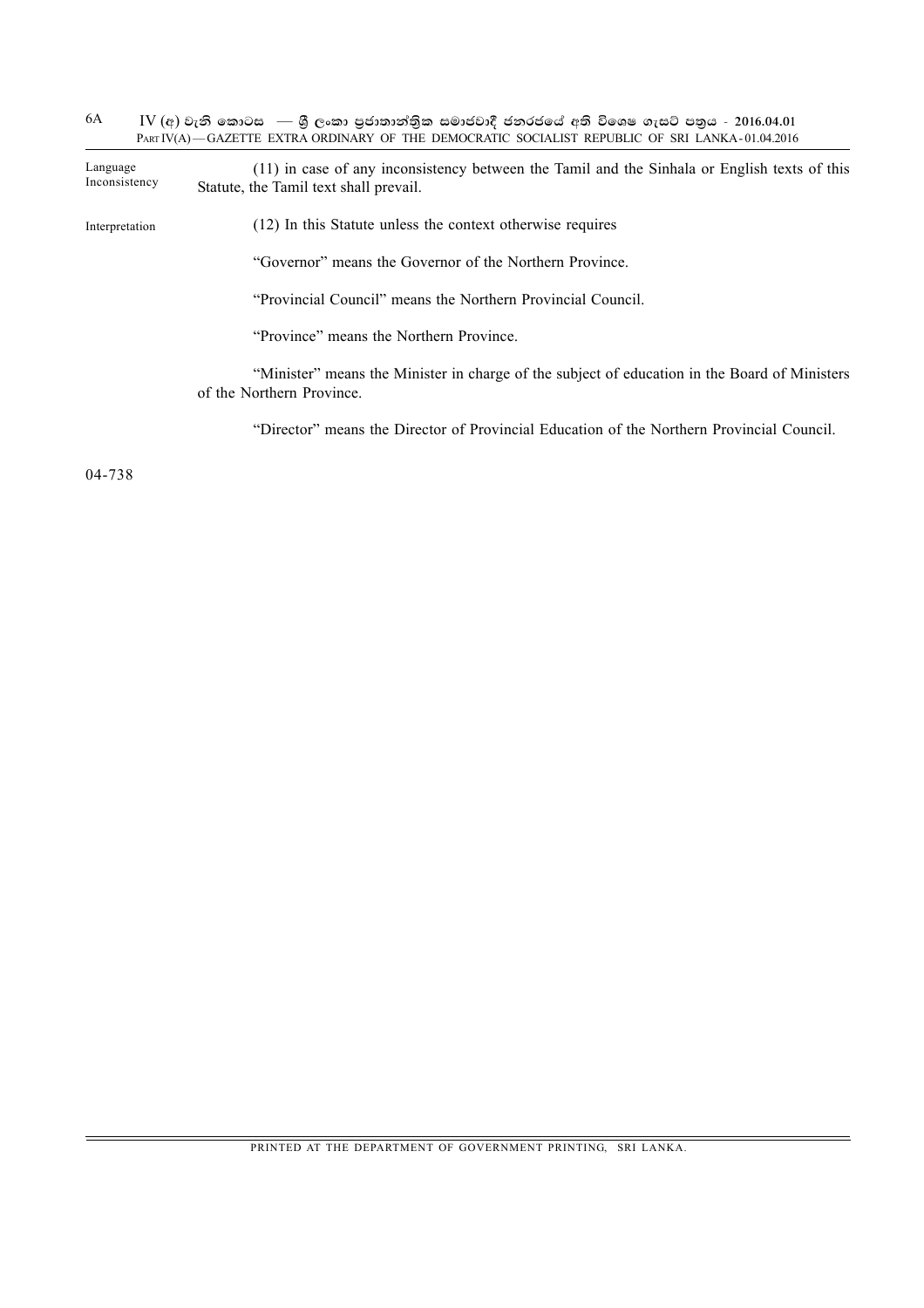Language Inconsistency

(11) in case of any inconsistency between the Tamil and the Sinhala or English texts of this Statute, the Tamil text shall prevail.

Interpretation

(12) In this Statute unless the context otherwise requires

"Governor" means the Governor of the Northern Province.

"Provincial Council" means the Northern Provincial Council.

"Province" means the Northern Province.

"Minister" means the Minister in charge of the subject of education in the Board of Ministers of the Northern Province.

"Director" means the Director of Provincial Education of the Northern Provincial Council.

04-738

PRINTED AT THE DEPARTMENT OF GOVERNMENT PRINTING, SRI LANKA.